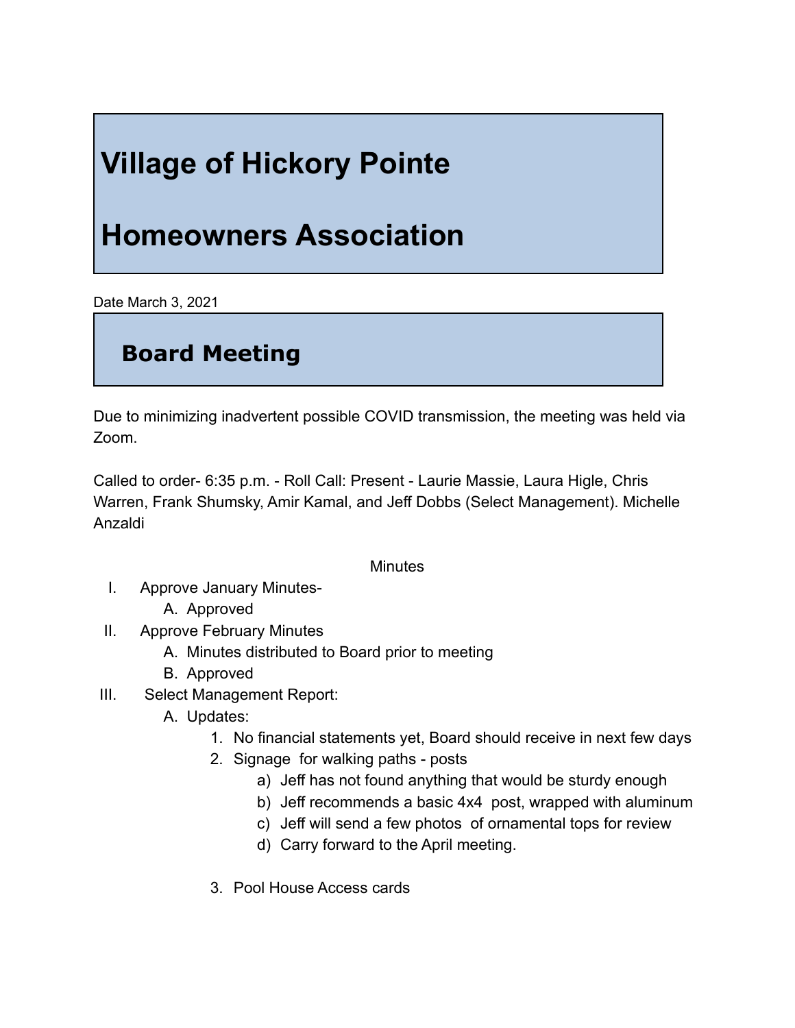# Village of Hickory Pointe

# Homeowners Association

Date March 3, 2021

## Board Meeting

Due to minimizing inadvertent possible COVID transmission, the meeting was held via Zoom.

Called to order- 6:35 p.m. - Roll Call: Present - Laurie Massie, Laura Higle, Chris Warren, Frank Shumsky, Amir Kamal, and Jeff Dobbs (Select Management). Michelle Anzaldi

Minutes

I. Approve January Minutes-
   A. Approved
II. Approve February Minutes
   A. Minutes distributed to Board prior to meeting
   B. Approved
III. Select Management Report:
   A. Updates:
      1. No financial statements yet, Board should receive in next few days
      2. Signage for walking paths - posts
         a) Jeff has not found anything that would be sturdy enough
         b) Jeff recommends a basic 4x4 post, wrapped with aluminum
         c) Jeff will send a few photos of ornamental tops for review
         d) Carry forward to the April meeting.

      3. Pool House Access cards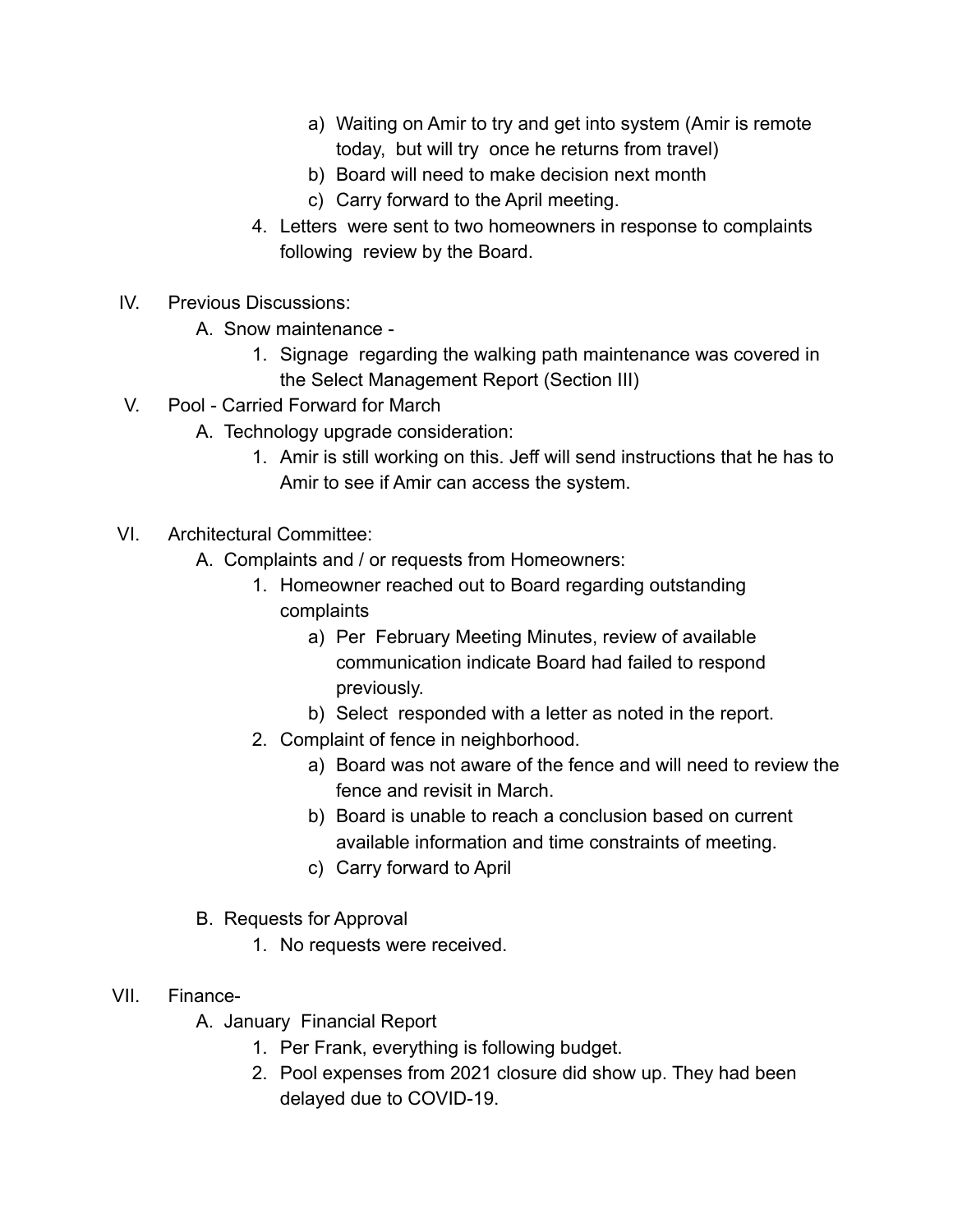a) Waiting on Amir to try and get into system (Amir is remote today, but will try once he returns from travel)
        b) Board will need to make decision next month
        c) Carry forward to the April meeting.
    4. Letters were sent to two homeowners in response to complaints following review by the Board.

IV. Previous Discussions:
  A. Snow maintenance -
    1. Signage regarding the walking path maintenance was covered in the Select Management Report (Section III)

V. Pool - Carried Forward for March
  A. Technology upgrade consideration:
    1. Amir is still working on this. Jeff will send instructions that he has to Amir to see if Amir can access the system.

VI. Architectural Committee:
  A. Complaints and / or requests from Homeowners:
    1. Homeowner reached out to Board regarding outstanding complaints
        a) Per February Meeting Minutes, review of available communication indicate Board had failed to respond previously.
        b) Select responded with a letter as noted in the report.
    2. Complaint of fence in neighborhood.
        a) Board was not aware of the fence and will need to review the fence and revisit in March.
        b) Board is unable to reach a conclusion based on current available information and time constraints of meeting.
        c) Carry forward to April

  B. Requests for Approval
    1. No requests were received.

VII. Finance-
  A. January Financial Report
    1. Per Frank, everything is following budget.
    2. Pool expenses from 2021 closure did show up. They had been delayed due to COVID-19.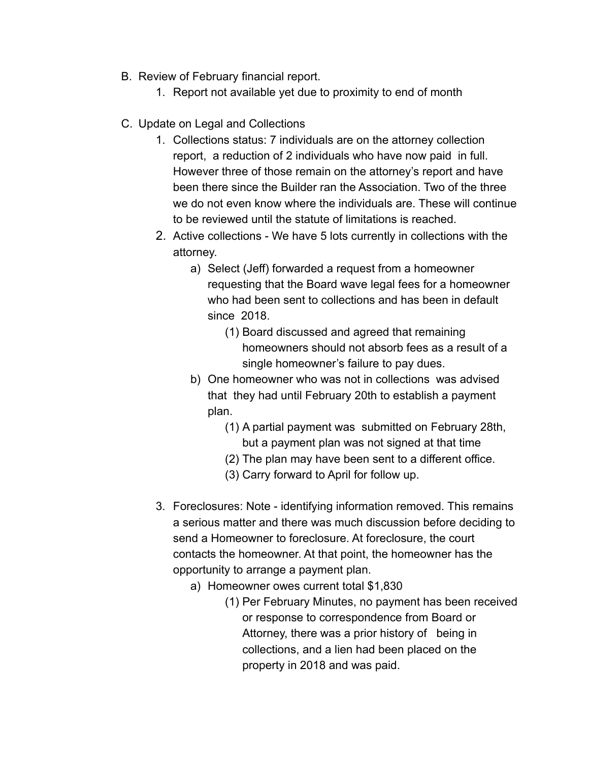B. Review of February financial report.
    1. Report not available yet due to proximity to end of month

C. Update on Legal and Collections
    1. Collections status: 7 individuals are on the attorney collection report, a reduction of 2 individuals who have now paid in full. However three of those remain on the attorney's report and have been there since the Builder ran the Association. Two of the three we do not even know where the individuals are. These will continue to be reviewed until the statute of limitations is reached.
    2. Active collections - We have 5 lots currently in collections with the attorney.
        a) Select (Jeff) forwarded a request from a homeowner requesting that the Board wave legal fees for a homeowner who had been sent to collections and has been in default since 2018.
            (1) Board discussed and agreed that remaining homeowners should not absorb fees as a result of a single homeowner's failure to pay dues.
        b) One homeowner who was not in collections was advised that they had until February 20th to establish a payment plan.
            (1) A partial payment was submitted on February 28th, but a payment plan was not signed at that time
            (2) The plan may have been sent to a different office.
            (3) Carry forward to April for follow up.

    3. Foreclosures: Note - identifying information removed. This remains a serious matter and there was much discussion before deciding to send a Homeowner to foreclosure. At foreclosure, the court contacts the homeowner. At that point, the homeowner has the opportunity to arrange a payment plan.
        a) Homeowner owes current total $1,830
            (1) Per February Minutes, no payment has been received or response to correspondence from Board or Attorney, there was a prior history of being in collections, and a lien had been placed on the property in 2018 and was paid.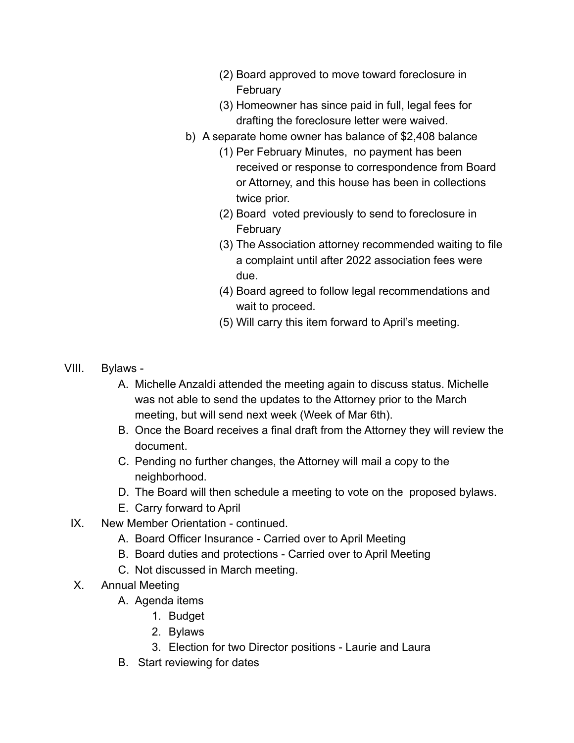(2) Board approved to move toward foreclosure in February
    (3) Homeowner has since paid in full, legal fees for drafting the foreclosure letter were waived.
  b) A separate home owner has balance of $2,408 balance
    (1) Per February Minutes, no payment has been received or response to correspondence from Board or Attorney, and this house has been in collections twice prior.
    (2) Board voted previously to send to foreclosure in February
    (3) The Association attorney recommended waiting to file a complaint until after 2022 association fees were due.
    (4) Board agreed to follow legal recommendations and wait to proceed.
    (5) Will carry this item forward to April's meeting.

VIII. Bylaws -
  A. Michelle Anzaldi attended the meeting again to discuss status. Michelle was not able to send the updates to the Attorney prior to the March meeting, but will send next week (Week of Mar 6th).
  B. Once the Board receives a final draft from the Attorney they will review the document.
  C. Pending no further changes, the Attorney will mail a copy to the neighborhood.
  D. The Board will then schedule a meeting to vote on the proposed bylaws.
  E. Carry forward to April

IX. New Member Orientation - continued.
  A. Board Officer Insurance - Carried over to April Meeting
  B. Board duties and protections - Carried over to April Meeting
  C. Not discussed in March meeting.

X. Annual Meeting
  A. Agenda items
    1. Budget
    2. Bylaws
    3. Election for two Director positions - Laurie and Laura
  B. Start reviewing for dates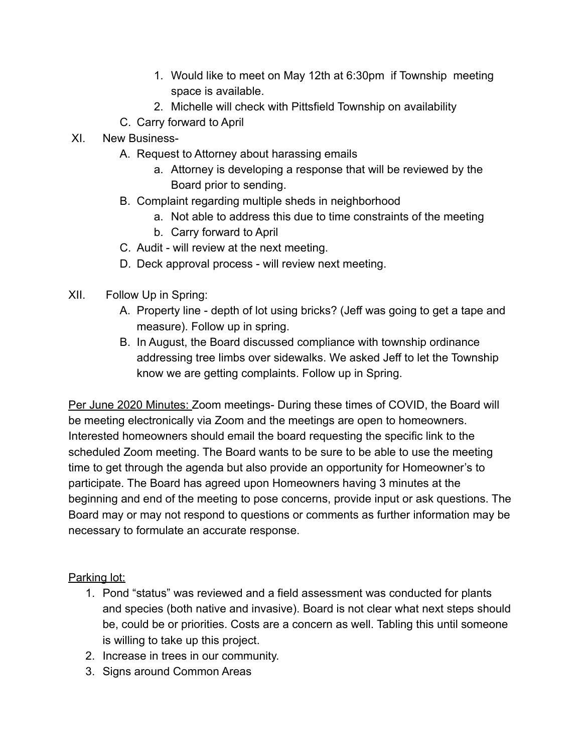1. Would like to meet on May 12th at 6:30pm if Township meeting space is available.
2. Michelle will check with Pittsfield Township on availability

C. Carry forward to April

XI. New Business-

A. Request to Attorney about harassing emails
   a. Attorney is developing a response that will be reviewed by the Board prior to sending.

B. Complaint regarding multiple sheds in neighborhood
   a. Not able to address this due to time constraints of the meeting
   b. Carry forward to April

C. Audit - will review at the next meeting.

D. Deck approval process - will review next meeting.

XII. Follow Up in Spring:

A. Property line - depth of lot using bricks? (Jeff was going to get a tape and measure). Follow up in spring.

B. In August, the Board discussed compliance with township ordinance addressing tree limbs over sidewalks. We asked Jeff to let the Township know we are getting complaints. Follow up in Spring.

<u>Per June 2020 Minutes:</u> Zoom meetings- During these times of COVID, the Board will be meeting electronically via Zoom and the meetings are open to homeowners. Interested homeowners should email the board requesting the specific link to the scheduled Zoom meeting. The Board wants to be sure to be able to use the meeting time to get through the agenda but also provide an opportunity for Homeowner's to participate. The Board has agreed upon Homeowners having 3 minutes at the beginning and end of the meeting to pose concerns, provide input or ask questions. The Board may or may not respond to questions or comments as further information may be necessary to formulate an accurate response.

<u>Parking lot:</u>

1. Pond "status" was reviewed and a field assessment was conducted for plants and species (both native and invasive). Board is not clear what next steps should be, could be or priorities. Costs are a concern as well. Tabling this until someone is willing to take up this project.
2. Increase in trees in our community.
3. Signs around Common Areas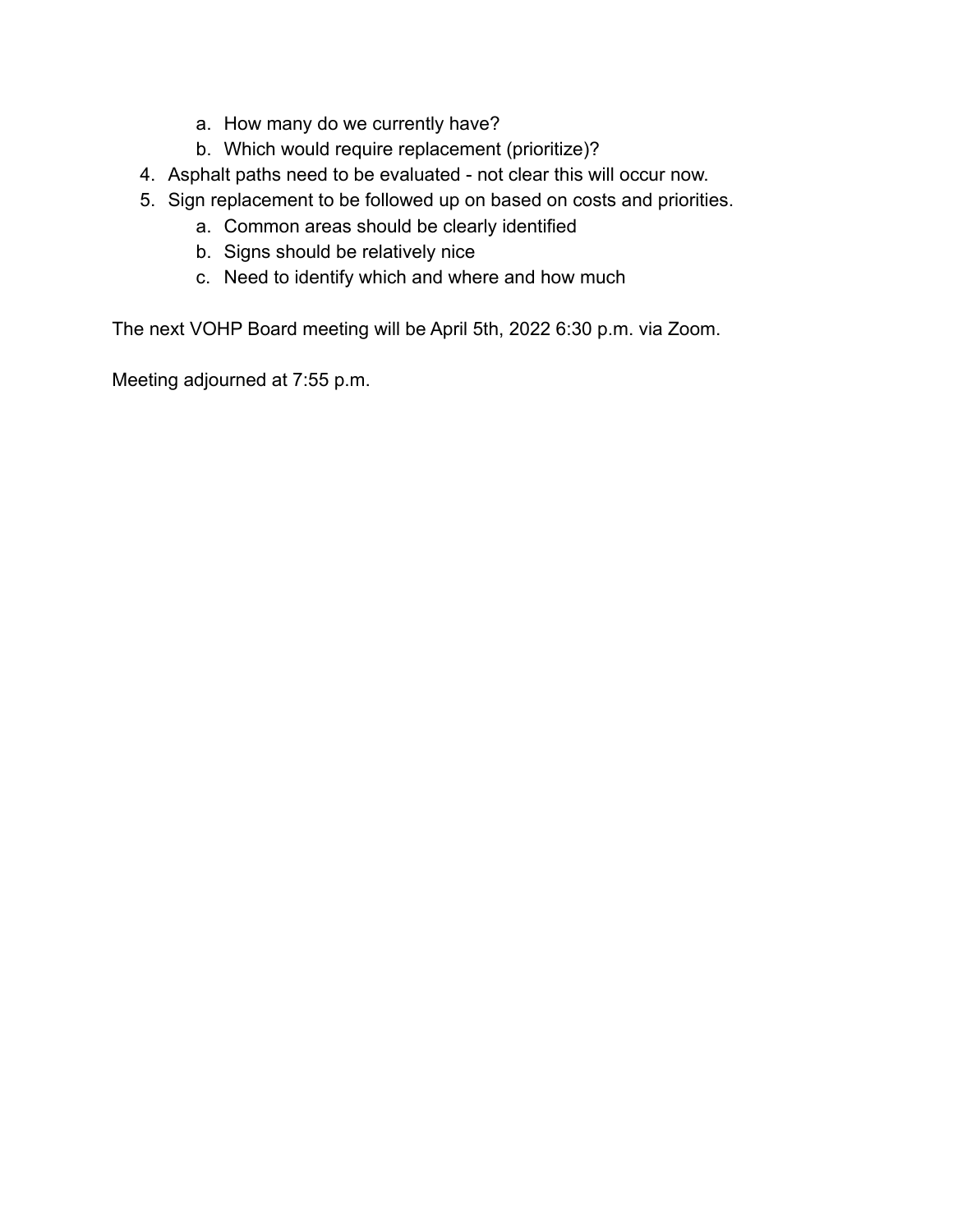a. How many do we currently have?
   b. Which would require replacement (prioritize)?
4. Asphalt paths need to be evaluated - not clear this will occur now.
5. Sign replacement to be followed up on based on costs and priorities.
   a. Common areas should be clearly identified
   b. Signs should be relatively nice
   c. Need to identify which and where and how much

The next VOHP Board meeting will be April 5th, 2022 6:30 p.m. via Zoom.

Meeting adjourned at 7:55 p.m.